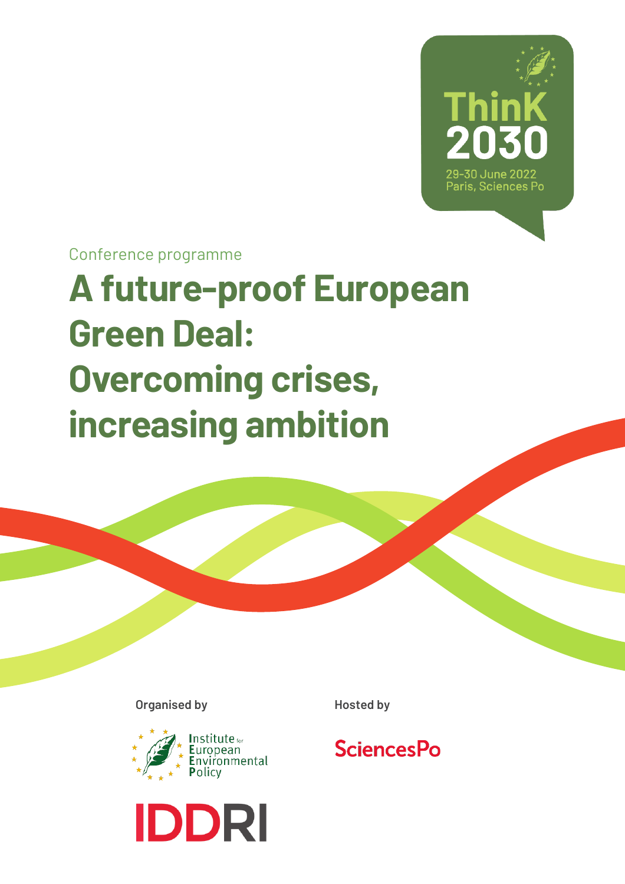ThinK 2030

29-30 June 2022
Paris, Sciences Po

Conference programme

# A future-proof European Green Deal: Overcoming crises, increasing ambition

**Organised by**

Institute for European Environmental Policy

IDDRI

**Hosted by**

SciencesPo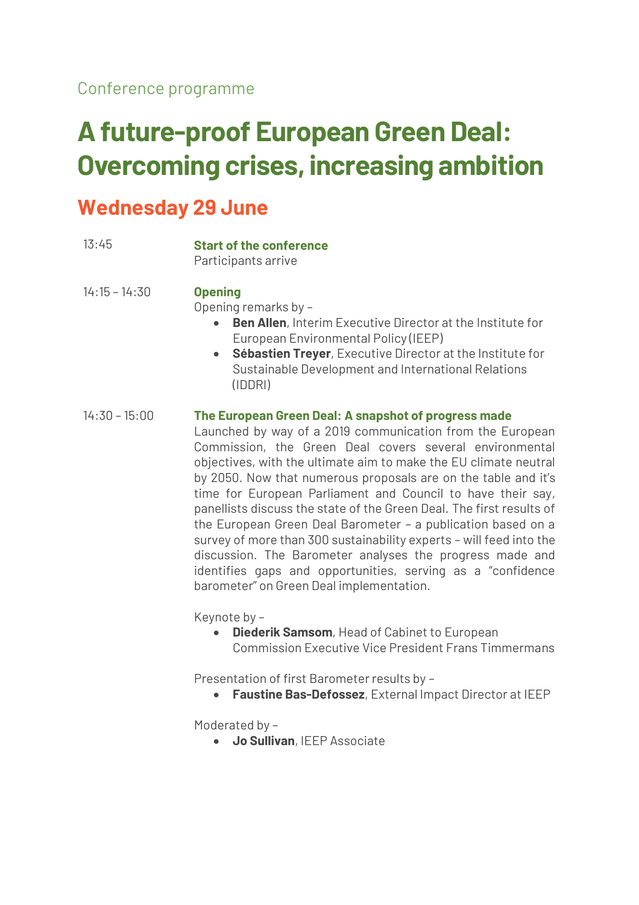Conference programme

# A future-proof European Green Deal: Overcoming crises, increasing ambition

## Wednesday 29 June

13:45

**Start of the conference**
Participants arrive

14:15 – 14:30

**Opening**
Opening remarks by –

- **Ben Allen**, Interim Executive Director at the Institute for European Environmental Policy (IEEP)
- **Sébastien Treyer**, Executive Director at the Institute for Sustainable Development and International Relations (IDDRI)

14:30 – 15:00

**The European Green Deal: A snapshot of progress made**
Launched by way of a 2019 communication from the European Commission, the Green Deal covers several environmental objectives, with the ultimate aim to make the EU climate neutral by 2050. Now that numerous proposals are on the table and it's time for European Parliament and Council to have their say, panellists discuss the state of the Green Deal. The first results of the European Green Deal Barometer – a publication based on a survey of more than 300 sustainability experts – will feed into the discussion. The Barometer analyses the progress made and identifies gaps and opportunities, serving as a "confidence barometer" on Green Deal implementation.

Keynote by –

- **Diederik Samsom**, Head of Cabinet to European Commission Executive Vice President Frans Timmermans

Presentation of first Barometer results by –

- **Faustine Bas-Defossez**, External Impact Director at IEEP

Moderated by –

- **Jo Sullivan**, IEEP Associate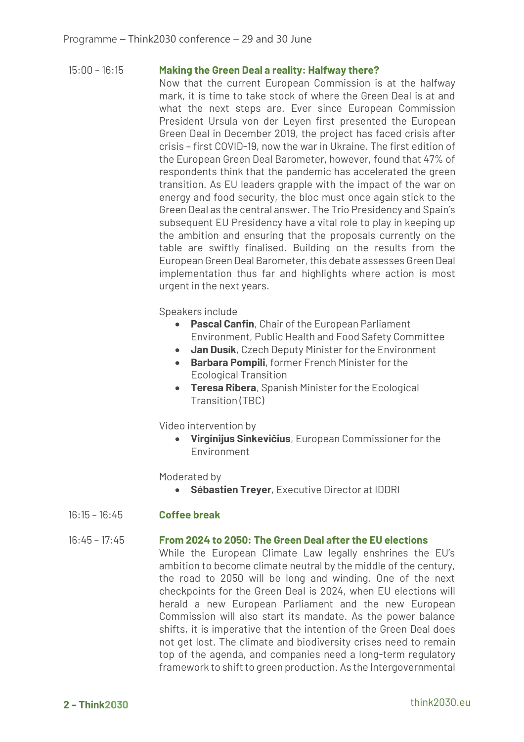15:00 – 16:15

### Making the Green Deal a reality: Halfway there?

Now that the current European Commission is at the halfway mark, it is time to take stock of where the Green Deal is at and what the next steps are. Ever since European Commission President Ursula von der Leyen first presented the European Green Deal in December 2019, the project has faced crisis after crisis – first COVID-19, now the war in Ukraine. The first edition of the European Green Deal Barometer, however, found that 47% of respondents think that the pandemic has accelerated the green transition. As EU leaders grapple with the impact of the war on energy and food security, the bloc must once again stick to the Green Deal as the central answer. The Trio Presidency and Spain's subsequent EU Presidency have a vital role to play in keeping up the ambition and ensuring that the proposals currently on the table are swiftly finalised. Building on the results from the European Green Deal Barometer, this debate assesses Green Deal implementation thus far and highlights where action is most urgent in the next years.

Speakers include

- **Pascal Canfin**, Chair of the European Parliament Environment, Public Health and Food Safety Committee
- **Jan Dusík**, Czech Deputy Minister for the Environment
- **Barbara Pompili**, former French Minister for the Ecological Transition
- **Teresa Ribera**, Spanish Minister for the Ecological Transition (TBC)

Video intervention by

- **Virginijus Sinkevičius**, European Commissioner for the Environment

Moderated by

- **Sébastien Treyer**, Executive Director at IDDRI

16:15 – 16:45

### Coffee break

16:45 – 17:45

### From 2024 to 2050: The Green Deal after the EU elections

While the European Climate Law legally enshrines the EU's ambition to become climate neutral by the middle of the century, the road to 2050 will be long and winding. One of the next checkpoints for the Green Deal is 2024, when EU elections will herald a new European Parliament and the new European Commission will also start its mandate. As the power balance shifts, it is imperative that the intention of the Green Deal does not get lost. The climate and biodiversity crises need to remain top of the agenda, and companies need a long-term regulatory framework to shift to green production. As the Intergovernmental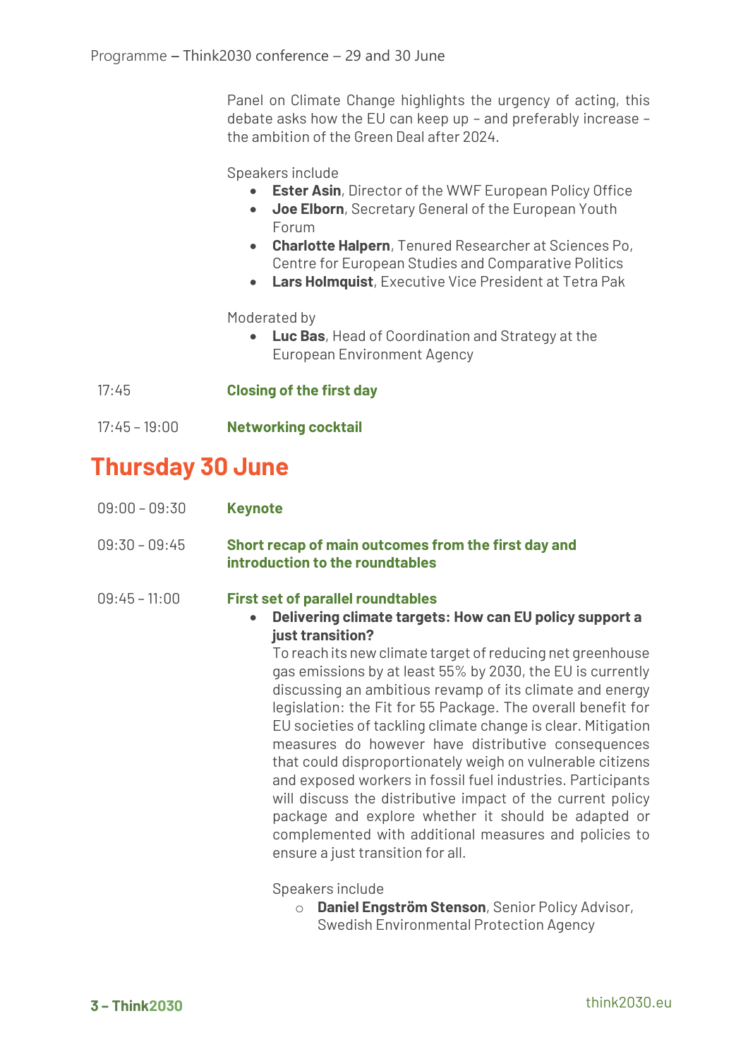Panel on Climate Change highlights the urgency of acting, this debate asks how the EU can keep up – and preferably increase – the ambition of the Green Deal after 2024.

Speakers include

- **Ester Asin**, Director of the WWF European Policy Office
- **Joe Elborn**, Secretary General of the European Youth Forum
- **Charlotte Halpern**, Tenured Researcher at Sciences Po, Centre for European Studies and Comparative Politics
- **Lars Holmquist**, Executive Vice President at Tetra Pak

Moderated by

- **Luc Bas**, Head of Coordination and Strategy at the European Environment Agency

17:45 **Closing of the first day**

17:45 – 19:00 **Networking cocktail**

## Thursday 30 June

09:00 – 09:30 **Keynote**

09:30 – 09:45 **Short recap of main outcomes from the first day and introduction to the roundtables**

09:45 – 11:00 **First set of parallel roundtables**

- **Delivering climate targets: How can EU policy support a just transition?**
  To reach its new climate target of reducing net greenhouse gas emissions by at least 55% by 2030, the EU is currently discussing an ambitious revamp of its climate and energy legislation: the Fit for 55 Package. The overall benefit for EU societies of tackling climate change is clear. Mitigation measures do however have distributive consequences that could disproportionately weigh on vulnerable citizens and exposed workers in fossil fuel industries. Participants will discuss the distributive impact of the current policy package and explore whether it should be adapted or complemented with additional measures and policies to ensure a just transition for all.

  Speakers include

  - **Daniel Engström Stenson**, Senior Policy Advisor, Swedish Environmental Protection Agency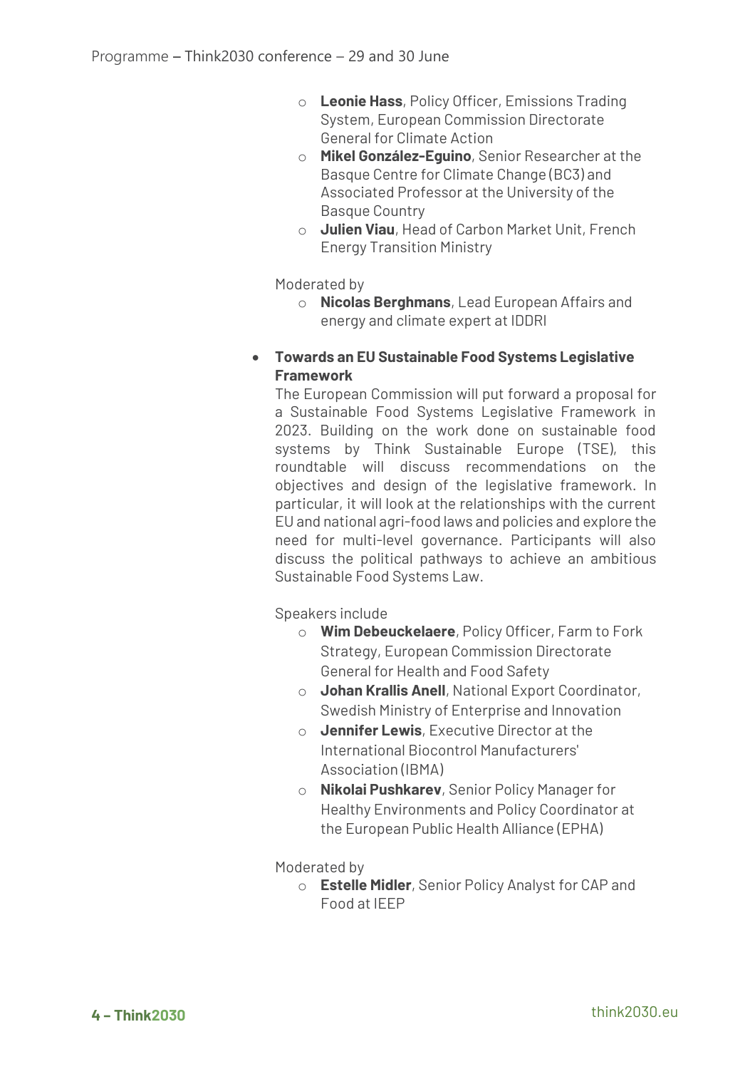- **Leonie Hass**, Policy Officer, Emissions Trading System, European Commission Directorate General for Climate Action
- **Mikel González-Eguino**, Senior Researcher at the Basque Centre for Climate Change (BC3) and Associated Professor at the University of the Basque Country
- **Julien Viau**, Head of Carbon Market Unit, French Energy Transition Ministry

Moderated by

- **Nicolas Berghmans**, Lead European Affairs and energy and climate expert at IDDRI

- **Towards an EU Sustainable Food Systems Legislative Framework**

  The European Commission will put forward a proposal for a Sustainable Food Systems Legislative Framework in 2023. Building on the work done on sustainable food systems by Think Sustainable Europe (TSE), this roundtable will discuss recommendations on the objectives and design of the legislative framework. In particular, it will look at the relationships with the current EU and national agri-food laws and policies and explore the need for multi-level governance. Participants will also discuss the political pathways to achieve an ambitious Sustainable Food Systems Law.

  Speakers include

  - **Wim Debeuckelaere**, Policy Officer, Farm to Fork Strategy, European Commission Directorate General for Health and Food Safety
  - **Johan Krallis Anell**, National Export Coordinator, Swedish Ministry of Enterprise and Innovation
  - **Jennifer Lewis**, Executive Director at the International Biocontrol Manufacturers' Association (IBMA)
  - **Nikolai Pushkarev**, Senior Policy Manager for Healthy Environments and Policy Coordinator at the European Public Health Alliance (EPHA)

  Moderated by

  - **Estelle Midler**, Senior Policy Analyst for CAP and Food at IEEP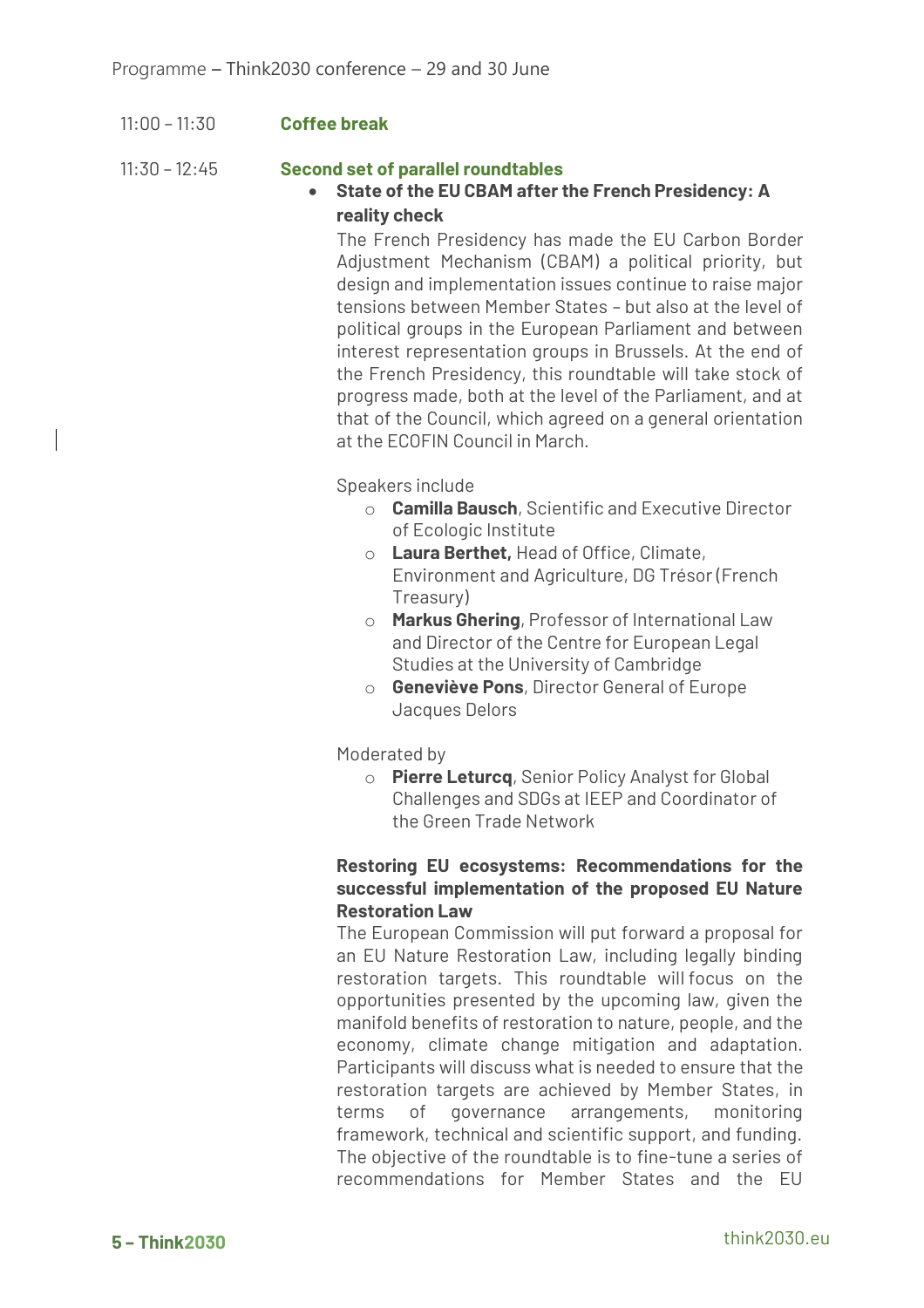11:00 – 11:30 **Coffee break**

11:30 – 12:45 **Second set of parallel roundtables**

- **State of the EU CBAM after the French Presidency: A reality check**

  The French Presidency has made the EU Carbon Border Adjustment Mechanism (CBAM) a political priority, but design and implementation issues continue to raise major tensions between Member States – but also at the level of political groups in the European Parliament and between interest representation groups in Brussels. At the end of the French Presidency, this roundtable will take stock of progress made, both at the level of the Parliament, and at that of the Council, which agreed on a general orientation at the ECOFIN Council in March.

  Speakers include
  - **Camilla Bausch**, Scientific and Executive Director of Ecologic Institute
  - **Laura Berthet,** Head of Office, Climate, Environment and Agriculture, DG Trésor (French Treasury)
  - **Markus Ghering**, Professor of International Law and Director of the Centre for European Legal Studies at the University of Cambridge
  - **Geneviève Pons**, Director General of Europe Jacques Delors

  Moderated by
  - **Pierre Leturcq**, Senior Policy Analyst for Global Challenges and SDGs at IEEP and Coordinator of the Green Trade Network

  **Restoring EU ecosystems: Recommendations for the successful implementation of the proposed EU Nature Restoration Law**

  The European Commission will put forward a proposal for an EU Nature Restoration Law, including legally binding restoration targets. This roundtable will focus on the opportunities presented by the upcoming law, given the manifold benefits of restoration to nature, people, and the economy, climate change mitigation and adaptation. Participants will discuss what is needed to ensure that the restoration targets are achieved by Member States, in terms of governance arrangements, monitoring framework, technical and scientific support, and funding. The objective of the roundtable is to fine-tune a series of recommendations for Member States and the EU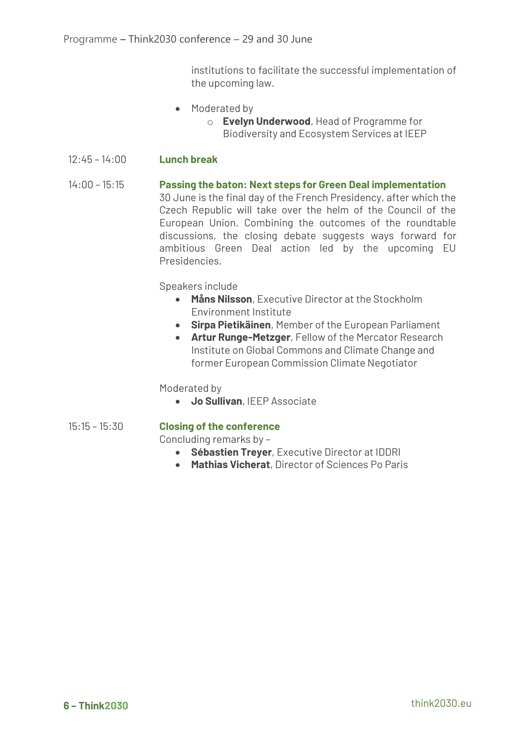institutions to facilitate the successful implementation of the upcoming law.

- Moderated by
  - **Evelyn Underwood**, Head of Programme for Biodiversity and Ecosystem Services at IEEP

12:45 – 14:00 **Lunch break**

14:00 – 15:15 **Passing the baton: Next steps for Green Deal implementation**

30 June is the final day of the French Presidency, after which the Czech Republic will take over the helm of the Council of the European Union. Combining the outcomes of the roundtable discussions, the closing debate suggests ways forward for ambitious Green Deal action led by the upcoming EU Presidencies.

Speakers include

- **Måns Nilsson**, Executive Director at the Stockholm Environment Institute
- **Sirpa Pietikäinen**, Member of the European Parliament
- **Artur Runge-Metzger**, Fellow of the Mercator Research Institute on Global Commons and Climate Change and former European Commission Climate Negotiator

Moderated by

- **Jo Sullivan**, IEEP Associate

15:15 – 15:30 **Closing of the conference**

Concluding remarks by –

- **Sébastien Treyer**, Executive Director at IDDRI
- **Mathias Vicherat**, Director of Sciences Po Paris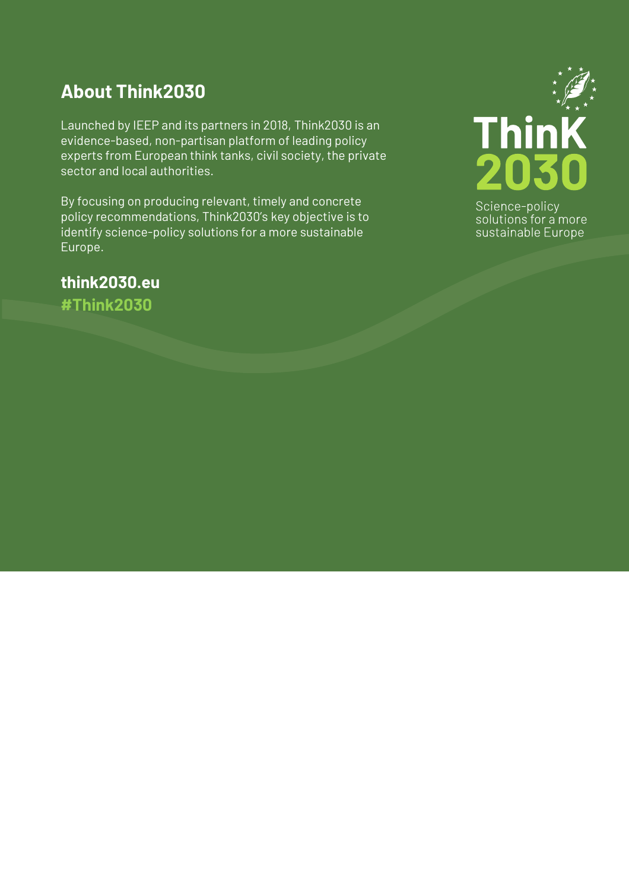## About Think2030

Launched by IEEP and its partners in 2018, Think2030 is an evidence-based, non-partisan platform of leading policy experts from European think tanks, civil society, the private sector and local authorities.

By focusing on producing relevant, timely and concrete policy recommendations, Think2030's key objective is to identify science-policy solutions for a more sustainable Europe.

**think2030.eu**
**#Think2030**

ThinK 2030

Science-policy solutions for a more sustainable Europe